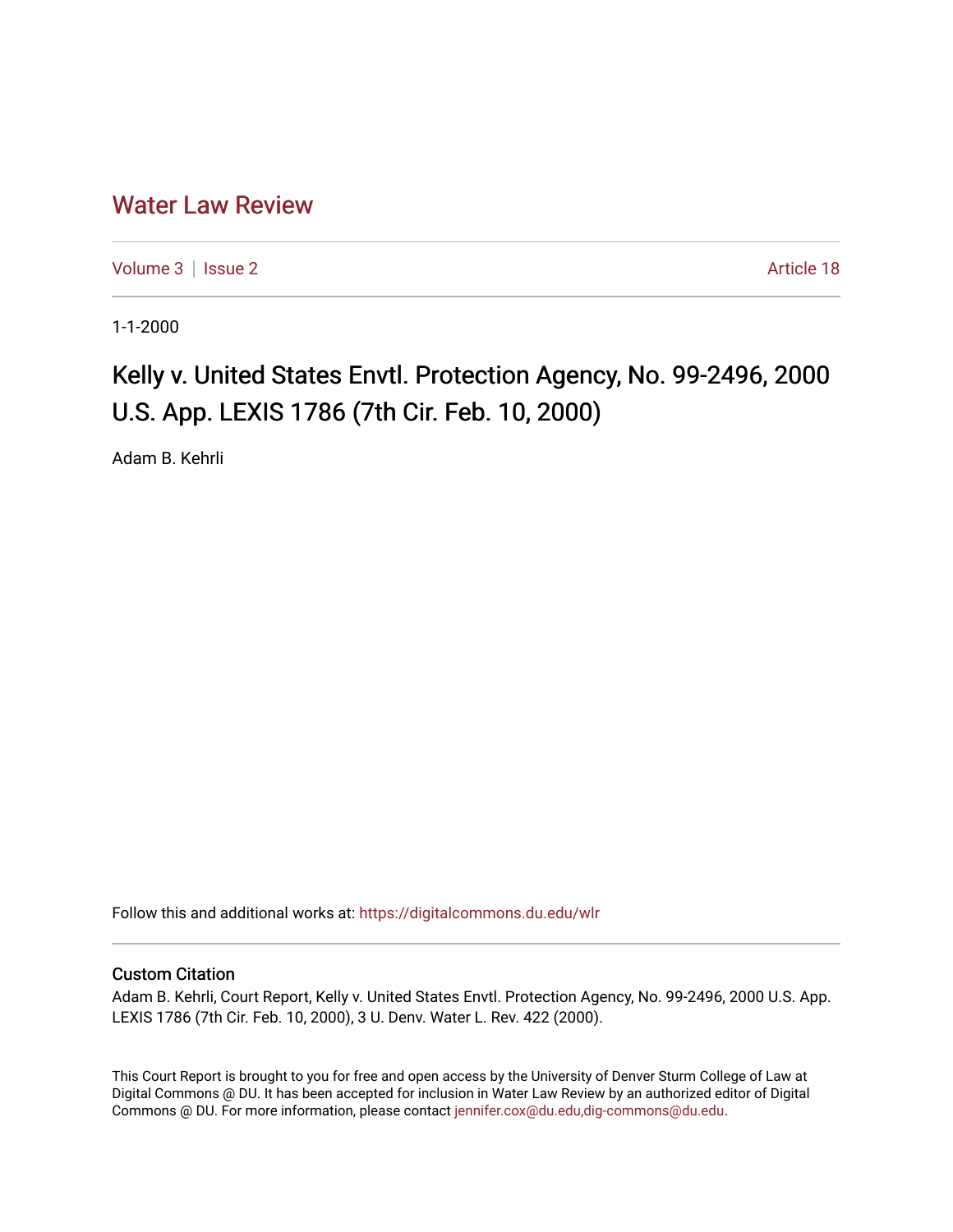# Water Law Review

Volume 3 | Issue 2 Article 18

1-1-2000

## Kelly v. United States Envtl. Protection Agency, No. 99-2496, 2000 U.S. App. LEXIS 1786 (7th Cir. Feb. 10, 2000)

Adam B. Kehrli

Follow this and additional works at: https://digitalcommons.du.edu/wlr

### Custom Citation

Adam B. Kehrli, Court Report, Kelly v. United States Envtl. Protection Agency, No. 99-2496, 2000 U.S. App. LEXIS 1786 (7th Cir. Feb. 10, 2000), 3 U. Denv. Water L. Rev. 422 (2000).

This Court Report is brought to you for free and open access by the University of Denver Sturm College of Law at Digital Commons @ DU. It has been accepted for inclusion in Water Law Review by an authorized editor of Digital Commons @ DU. For more information, please contact jennifer.cox@du.edu,dig-commons@du.edu.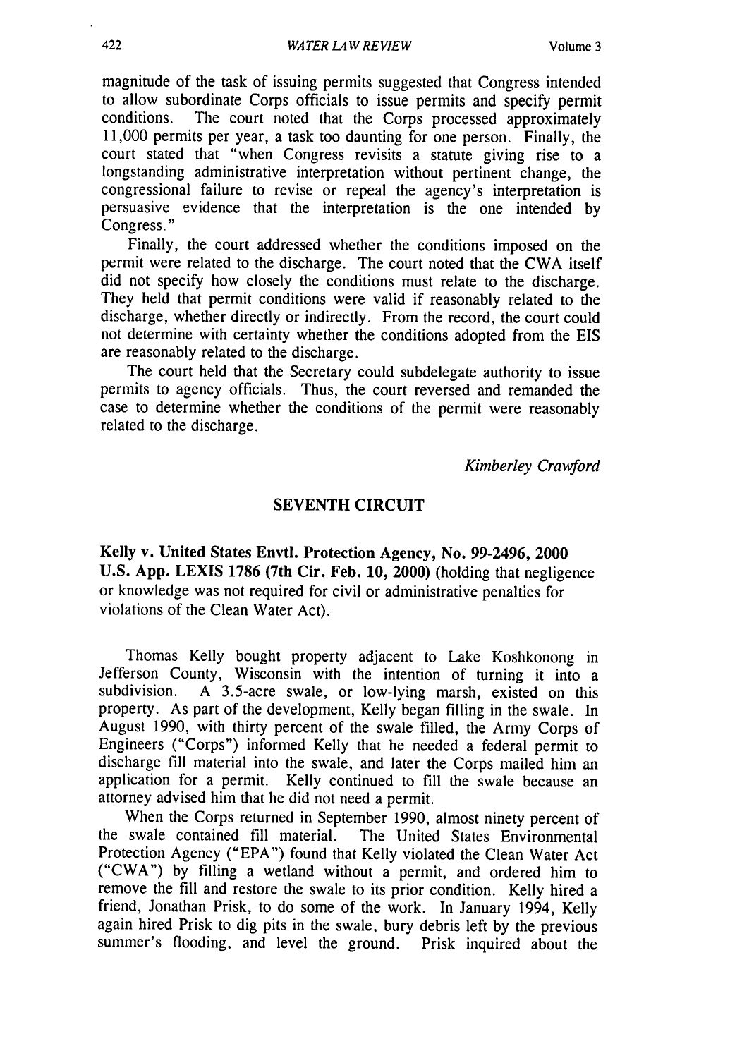magnitude of the task of issuing permits suggested that Congress intended to allow subordinate Corps officials to issue permits and specify permit conditions. The court noted that the Corps processed approximately 11,000 permits per year, a task too daunting for one person. Finally, the court stated that "when Congress revisits a statute giving rise to a longstanding administrative interpretation without pertinent change, the congressional failure to revise or repeal the agency's interpretation is persuasive evidence that the interpretation is the one intended by Congress."

Finally, the court addressed whether the conditions imposed on the permit were related to the discharge. The court noted that the CWA itself did not specify how closely the conditions must relate to the discharge. They held that permit conditions were valid if reasonably related to the discharge, whether directly or indirectly. From the record, the court could not determine with certainty whether the conditions adopted from the EIS are reasonably related to the discharge.

The court held that the Secretary could subdelegate authority to issue permits to agency officials. Thus, the court reversed and remanded the case to determine whether the conditions of the permit were reasonably related to the discharge.

*Kimberley Crawford*

## SEVENTH CIRCUIT

**Kelly v. United States Envtl. Protection Agency, No. 99-2496, 2000 U.S. App. LEXIS 1786 (7th Cir. Feb. 10, 2000)** (holding that negligence or knowledge was not required for civil or administrative penalties for violations of the Clean Water Act).

Thomas Kelly bought property adjacent to Lake Koshkonong in Jefferson County, Wisconsin with the intention of turning it into a subdivision. A 3.5-acre swale, or low-lying marsh, existed on this property. As part of the development, Kelly began filling in the swale. In August 1990, with thirty percent of the swale filled, the Army Corps of Engineers ("Corps") informed Kelly that he needed a federal permit to discharge fill material into the swale, and later the Corps mailed him an application for a permit. Kelly continued to fill the swale because an attorney advised him that he did not need a permit.

When the Corps returned in September 1990, almost ninety percent of the swale contained fill material. The United States Environmental Protection Agency ("EPA") found that Kelly violated the Clean Water Act ("CWA") by filling a wetland without a permit, and ordered him to remove the fill and restore the swale to its prior condition. Kelly hired a friend, Jonathan Prisk, to do some of the work. In January 1994, Kelly again hired Prisk to dig pits in the swale, bury debris left by the previous summer's flooding, and level the ground. Prisk inquired about the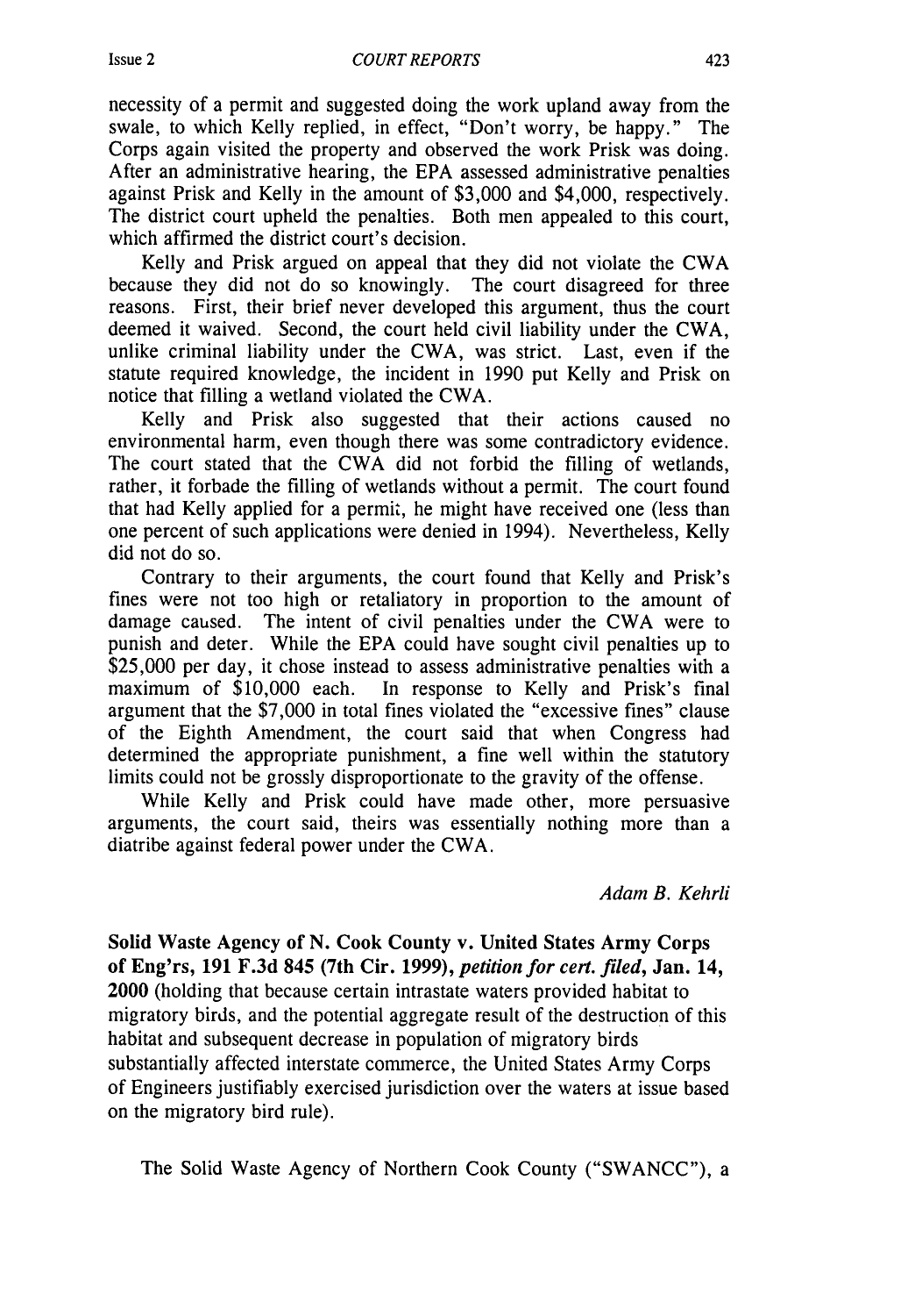necessity of a permit and suggested doing the work upland away from the swale, to which Kelly replied, in effect, "Don't worry, be happy." The Corps again visited the property and observed the work Prisk was doing. After an administrative hearing, the EPA assessed administrative penalties against Prisk and Kelly in the amount of $3,000 and $4,000, respectively. The district court upheld the penalties. Both men appealed to this court, which affirmed the district court's decision.

Kelly and Prisk argued on appeal that they did not violate the CWA because they did not do so knowingly. The court disagreed for three reasons. First, their brief never developed this argument, thus the court deemed it waived. Second, the court held civil liability under the CWA, unlike criminal liability under the CWA, was strict. Last, even if the statute required knowledge, the incident in 1990 put Kelly and Prisk on notice that filling a wetland violated the CWA.

Kelly and Prisk also suggested that their actions caused no environmental harm, even though there was some contradictory evidence. The court stated that the CWA did not forbid the filling of wetlands, rather, it forbade the filling of wetlands without a permit. The court found that had Kelly applied for a permit, he might have received one (less than one percent of such applications were denied in 1994). Nevertheless, Kelly did not do so.

Contrary to their arguments, the court found that Kelly and Prisk's fines were not too high or retaliatory in proportion to the amount of damage caused. The intent of civil penalties under the CWA were to punish and deter. While the EPA could have sought civil penalties up to $25,000 per day, it chose instead to assess administrative penalties with a maximum of $10,000 each. In response to Kelly and Prisk's final argument that the $7,000 in total fines violated the "excessive fines" clause of the Eighth Amendment, the court said that when Congress had determined the appropriate punishment, a fine well within the statutory limits could not be grossly disproportionate to the gravity of the offense.

While Kelly and Prisk could have made other, more persuasive arguments, the court said, theirs was essentially nothing more than a diatribe against federal power under the CWA.

*Adam B. Kehrli*

**Solid Waste Agency of N. Cook County v. United States Army Corps of Eng'rs, 191 F.3d 845 (7th Cir. 1999),** ***petition for cert. filed*****, Jan. 14, 2000** (holding that because certain intrastate waters provided habitat to migratory birds, and the potential aggregate result of the destruction of this habitat and subsequent decrease in population of migratory birds substantially affected interstate commerce, the United States Army Corps of Engineers justifiably exercised jurisdiction over the waters at issue based on the migratory bird rule).

The Solid Waste Agency of Northern Cook County ("SWANCC"), a